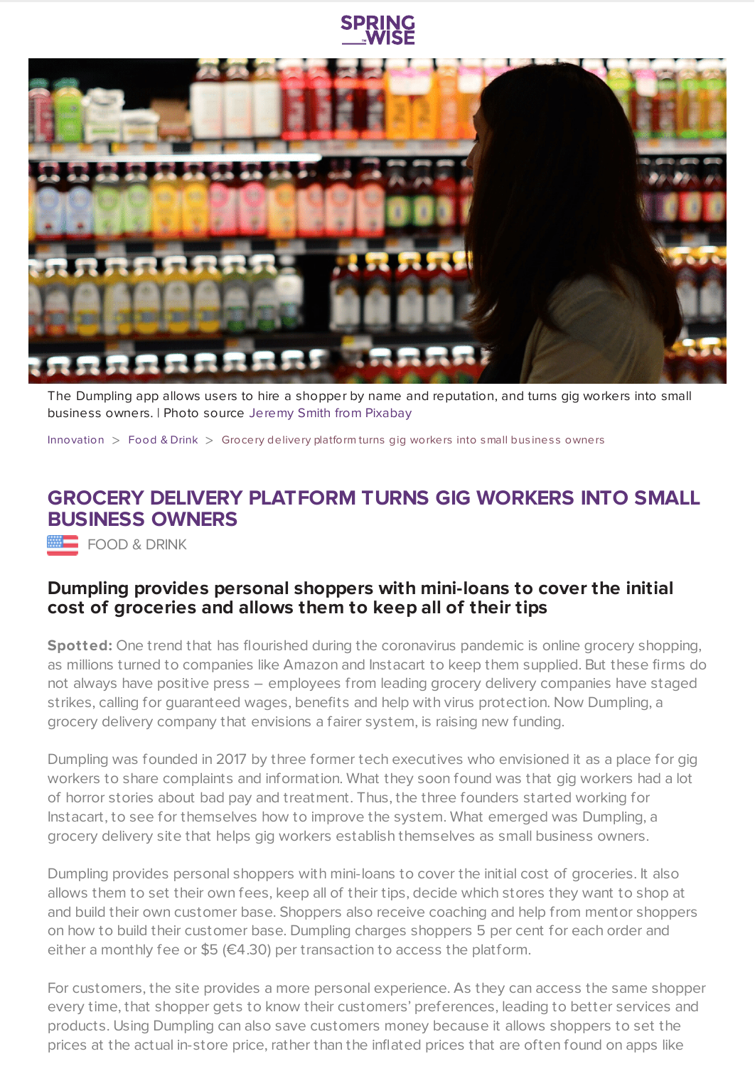The Dumpling app allows users to hire a shopper by name and reputation, and turns gig workers into small business owners. | Photo source Jeremy Smith from Pixabay

Innovation > Food & Drink > Grocery delivery platform turns gig workers into small business owners

# GROCERY DELIVERY PLATFORM TURNS GIG WORKERS INTO SMALL BUSINESS OWNERS

FOOD & DRINK

## Dumpling provides personal shoppers with mini-loans to cover the initial cost of groceries and allows them to keep all of their tips

**Spotted:** One trend that has flourished during the coronavirus pandemic is online grocery shopping, as millions turned to companies like Amazon and Instacart to keep them supplied. But these firms do not always have positive press – employees from leading grocery delivery companies have staged strikes, calling for guaranteed wages, benefits and help with virus protection. Now Dumpling, a grocery delivery company that envisions a fairer system, is raising new funding.

Dumpling was founded in 2017 by three former tech executives who envisioned it as a place for gig workers to share complaints and information. What they soon found was that gig workers had a lot of horror stories about bad pay and treatment. Thus, the three founders started working for Instacart, to see for themselves how to improve the system. What emerged was Dumpling, a grocery delivery site that helps gig workers establish themselves as small business owners.

Dumpling provides personal shoppers with mini-loans to cover the initial cost of groceries. It also allows them to set their own fees, keep all of their tips, decide which stores they want to shop at and build their own customer base. Shoppers also receive coaching and help from mentor shoppers on how to build their customer base. Dumpling charges shoppers 5 per cent for each order and either a monthly fee or $5 (€4.30) per transaction to access the platform.

For customers, the site provides a more personal experience. As they can access the same shopper every time, that shopper gets to know their customers' preferences, leading to better services and products. Using Dumpling can also save customers money because it allows shoppers to set the prices at the actual in-store price, rather than the inflated prices that are often found on apps like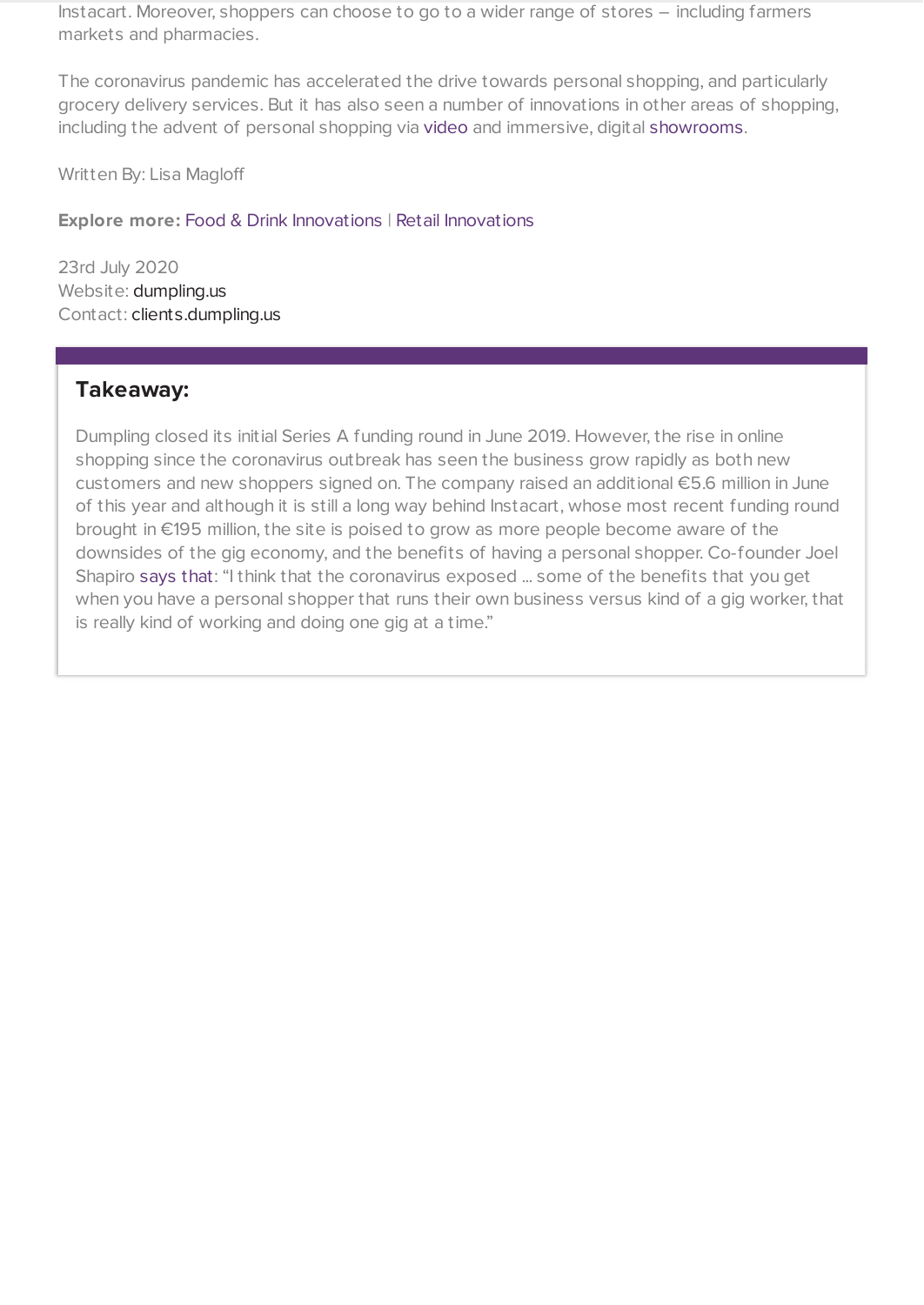Instacart. Moreover, shoppers can choose to go to a wider range of stores – including farmers markets and pharmacies.

The coronavirus pandemic has accelerated the drive towards personal shopping, and particularly grocery delivery services. But it has also seen a number of innovations in other areas of shopping, including the advent of personal shopping via video and immersive, digital showrooms.

Written By: Lisa Magloff

**Explore more:** Food & Drink Innovations | Retail Innovations

23rd July 2020
Website: dumpling.us
Contact: clients.dumpling.us

## Takeaway:

Dumpling closed its initial Series A funding round in June 2019. However, the rise in online shopping since the coronavirus outbreak has seen the business grow rapidly as both new customers and new shoppers signed on. The company raised an additional €5.6 million in June of this year and although it is still a long way behind Instacart, whose most recent funding round brought in €195 million, the site is poised to grow as more people become aware of the downsides of the gig economy, and the benefits of having a personal shopper. Co-founder Joel Shapiro says that: "I think that the coronavirus exposed … some of the benefits that you get when you have a personal shopper that runs their own business versus kind of a gig worker, that is really kind of working and doing one gig at a time."